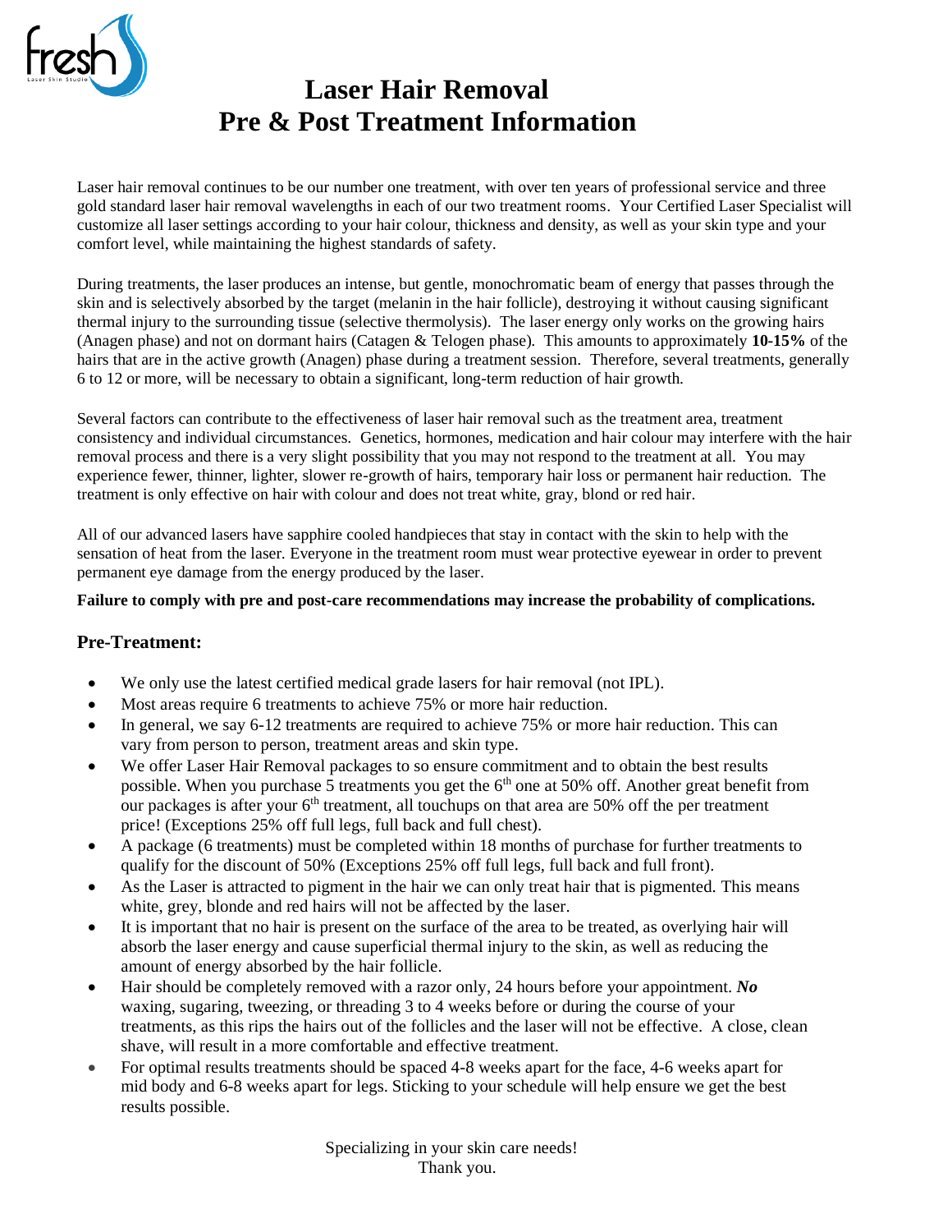# Laser Hair Removal
# Pre & Post Treatment Information

Laser hair removal continues to be our number one treatment, with over ten years of professional service and three gold standard laser hair removal wavelengths in each of our two treatment rooms. Your Certified Laser Specialist will customize all laser settings according to your hair colour, thickness and density, as well as your skin type and your comfort level, while maintaining the highest standards of safety.

During treatments, the laser produces an intense, but gentle, monochromatic beam of energy that passes through the skin and is selectively absorbed by the target (melanin in the hair follicle), destroying it without causing significant thermal injury to the surrounding tissue (selective thermolysis). The laser energy only works on the growing hairs (Anagen phase) and not on dormant hairs (Catagen & Telogen phase). This amounts to approximately **10-15%** of the hairs that are in the active growth (Anagen) phase during a treatment session. Therefore, several treatments, generally 6 to 12 or more, will be necessary to obtain a significant, long-term reduction of hair growth.

Several factors can contribute to the effectiveness of laser hair removal such as the treatment area, treatment consistency and individual circumstances. Genetics, hormones, medication and hair colour may interfere with the hair removal process and there is a very slight possibility that you may not respond to the treatment at all. You may experience fewer, thinner, lighter, slower re-growth of hairs, temporary hair loss or permanent hair reduction. The treatment is only effective on hair with colour and does not treat white, gray, blond or red hair.

All of our advanced lasers have sapphire cooled handpieces that stay in contact with the skin to help with the sensation of heat from the laser. Everyone in the treatment room must wear protective eyewear in order to prevent permanent eye damage from the energy produced by the laser.

**Failure to comply with pre and post-care recommendations may increase the probability of complications.**

## Pre-Treatment:

- We only use the latest certified medical grade lasers for hair removal (not IPL).
- Most areas require 6 treatments to achieve 75% or more hair reduction.
- In general, we say 6-12 treatments are required to achieve 75% or more hair reduction. This can vary from person to person, treatment areas and skin type.
- We offer Laser Hair Removal packages to so ensure commitment and to obtain the best results possible. When you purchase 5 treatments you get the 6th one at 50% off. Another great benefit from our packages is after your 6th treatment, all touchups on that area are 50% off the per treatment price! (Exceptions 25% off full legs, full back and full chest).
- A package (6 treatments) must be completed within 18 months of purchase for further treatments to qualify for the discount of 50% (Exceptions 25% off full legs, full back and full front).
- As the Laser is attracted to pigment in the hair we can only treat hair that is pigmented. This means white, grey, blonde and red hairs will not be affected by the laser.
- It is important that no hair is present on the surface of the area to be treated, as overlying hair will absorb the laser energy and cause superficial thermal injury to the skin, as well as reducing the amount of energy absorbed by the hair follicle.
- Hair should be completely removed with a razor only, 24 hours before your appointment. ***No*** waxing, sugaring, tweezing, or threading 3 to 4 weeks before or during the course of your treatments, as this rips the hairs out of the follicles and the laser will not be effective. A close, clean shave, will result in a more comfortable and effective treatment.
- For optimal results treatments should be spaced 4-8 weeks apart for the face, 4-6 weeks apart for mid body and 6-8 weeks apart for legs. Sticking to your schedule will help ensure we get the best results possible.

Specializing in your skin care needs!
Thank you.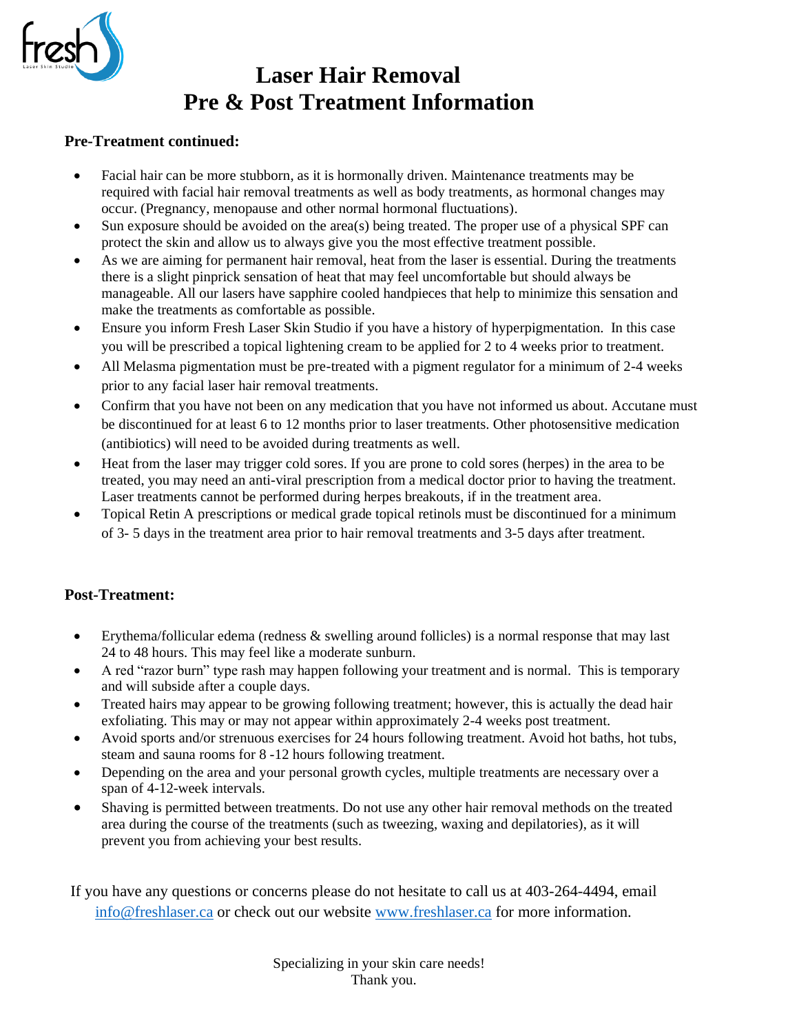# Laser Hair Removal
# Pre & Post Treatment Information

**Pre-Treatment continued:**

- Facial hair can be more stubborn, as it is hormonally driven. Maintenance treatments may be required with facial hair removal treatments as well as body treatments, as hormonal changes may occur. (Pregnancy, menopause and other normal hormonal fluctuations).
- Sun exposure should be avoided on the area(s) being treated. The proper use of a physical SPF can protect the skin and allow us to always give you the most effective treatment possible.
- As we are aiming for permanent hair removal, heat from the laser is essential. During the treatments there is a slight pinprick sensation of heat that may feel uncomfortable but should always be manageable. All our lasers have sapphire cooled handpieces that help to minimize this sensation and make the treatments as comfortable as possible.
- Ensure you inform Fresh Laser Skin Studio if you have a history of hyperpigmentation. In this case you will be prescribed a topical lightening cream to be applied for 2 to 4 weeks prior to treatment.
- All Melasma pigmentation must be pre-treated with a pigment regulator for a minimum of 2-4 weeks prior to any facial laser hair removal treatments.
- Confirm that you have not been on any medication that you have not informed us about. Accutane must be discontinued for at least 6 to 12 months prior to laser treatments. Other photosensitive medication (antibiotics) will need to be avoided during treatments as well.
- Heat from the laser may trigger cold sores. If you are prone to cold sores (herpes) in the area to be treated, you may need an anti-viral prescription from a medical doctor prior to having the treatment. Laser treatments cannot be performed during herpes breakouts, if in the treatment area.
- Topical Retin A prescriptions or medical grade topical retinols must be discontinued for a minimum of 3- 5 days in the treatment area prior to hair removal treatments and 3-5 days after treatment.

**Post-Treatment:**

- Erythema/follicular edema (redness & swelling around follicles) is a normal response that may last 24 to 48 hours. This may feel like a moderate sunburn.
- A red "razor burn" type rash may happen following your treatment and is normal. This is temporary and will subside after a couple days.
- Treated hairs may appear to be growing following treatment; however, this is actually the dead hair exfoliating. This may or may not appear within approximately 2-4 weeks post treatment.
- Avoid sports and/or strenuous exercises for 24 hours following treatment. Avoid hot baths, hot tubs, steam and sauna rooms for 8 -12 hours following treatment.
- Depending on the area and your personal growth cycles, multiple treatments are necessary over a span of 4-12-week intervals.
- Shaving is permitted between treatments. Do not use any other hair removal methods on the treated area during the course of the treatments (such as tweezing, waxing and depilatories), as it will prevent you from achieving your best results.

If you have any questions or concerns please do not hesitate to call us at 403-264-4494, email info@freshlaser.ca or check out our website www.freshlaser.ca for more information.

Specializing in your skin care needs!
Thank you.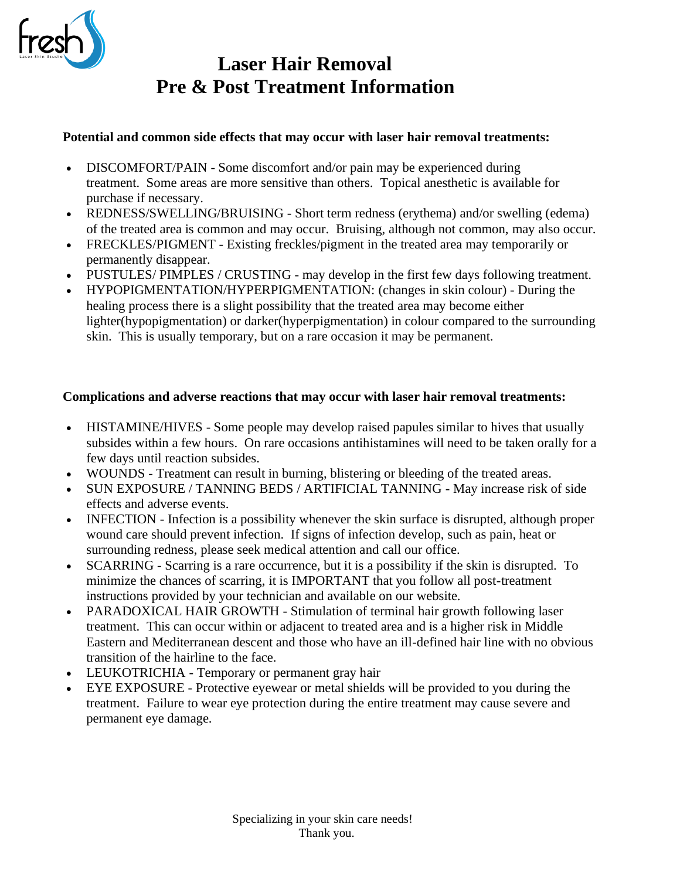# Laser Hair Removal
# Pre & Post Treatment Information

**Potential and common side effects that may occur with laser hair removal treatments:**

- DISCOMFORT/PAIN - Some discomfort and/or pain may be experienced during treatment. Some areas are more sensitive than others. Topical anesthetic is available for purchase if necessary.
- REDNESS/SWELLING/BRUISING - Short term redness (erythema) and/or swelling (edema) of the treated area is common and may occur. Bruising, although not common, may also occur.
- FRECKLES/PIGMENT - Existing freckles/pigment in the treated area may temporarily or permanently disappear.
- PUSTULES/ PIMPLES / CRUSTING - may develop in the first few days following treatment.
- HYPOPIGMENTATION/HYPERPIGMENTATION: (changes in skin colour) - During the healing process there is a slight possibility that the treated area may become either lighter(hypopigmentation) or darker(hyperpigmentation) in colour compared to the surrounding skin. This is usually temporary, but on a rare occasion it may be permanent.

**Complications and adverse reactions that may occur with laser hair removal treatments:**

- HISTAMINE/HIVES - Some people may develop raised papules similar to hives that usually subsides within a few hours. On rare occasions antihistamines will need to be taken orally for a few days until reaction subsides.
- WOUNDS - Treatment can result in burning, blistering or bleeding of the treated areas.
- SUN EXPOSURE / TANNING BEDS / ARTIFICIAL TANNING - May increase risk of side effects and adverse events.
- INFECTION - Infection is a possibility whenever the skin surface is disrupted, although proper wound care should prevent infection. If signs of infection develop, such as pain, heat or surrounding redness, please seek medical attention and call our office.
- SCARRING - Scarring is a rare occurrence, but it is a possibility if the skin is disrupted. To minimize the chances of scarring, it is IMPORTANT that you follow all post-treatment instructions provided by your technician and available on our website.
- PARADOXICAL HAIR GROWTH - Stimulation of terminal hair growth following laser treatment. This can occur within or adjacent to treated area and is a higher risk in Middle Eastern and Mediterranean descent and those who have an ill-defined hair line with no obvious transition of the hairline to the face.
- LEUKOTRICHIA - Temporary or permanent gray hair
- EYE EXPOSURE - Protective eyewear or metal shields will be provided to you during the treatment. Failure to wear eye protection during the entire treatment may cause severe and permanent eye damage.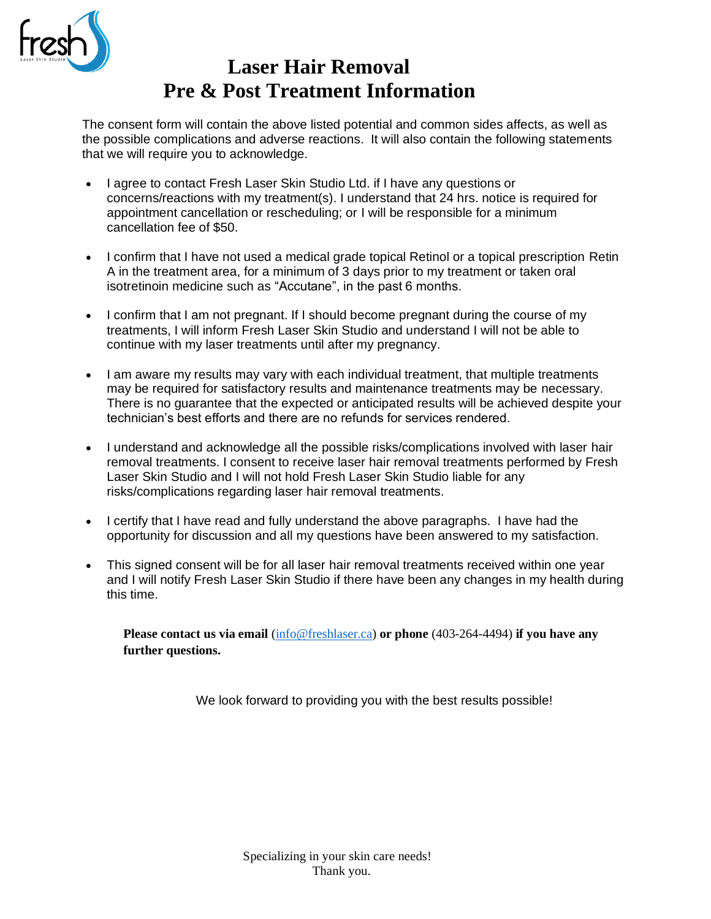# Laser Hair Removal
# Pre & Post Treatment Information

The consent form will contain the above listed potential and common sides affects, as well as the possible complications and adverse reactions. It will also contain the following statements that we will require you to acknowledge.

- I agree to contact Fresh Laser Skin Studio Ltd. if I have any questions or concerns/reactions with my treatment(s). I understand that 24 hrs. notice is required for appointment cancellation or rescheduling; or I will be responsible for a minimum cancellation fee of $50.

- I confirm that I have not used a medical grade topical Retinol or a topical prescription Retin A in the treatment area, for a minimum of 3 days prior to my treatment or taken oral isotretinoin medicine such as "Accutane", in the past 6 months.

- I confirm that I am not pregnant. If I should become pregnant during the course of my treatments, I will inform Fresh Laser Skin Studio and understand I will not be able to continue with my laser treatments until after my pregnancy.

- I am aware my results may vary with each individual treatment, that multiple treatments may be required for satisfactory results and maintenance treatments may be necessary. There is no guarantee that the expected or anticipated results will be achieved despite your technician's best efforts and there are no refunds for services rendered.

- I understand and acknowledge all the possible risks/complications involved with laser hair removal treatments. I consent to receive laser hair removal treatments performed by Fresh Laser Skin Studio and I will not hold Fresh Laser Skin Studio liable for any risks/complications regarding laser hair removal treatments.

- I certify that I have read and fully understand the above paragraphs. I have had the opportunity for discussion and all my questions have been answered to my satisfaction.

- This signed consent will be for all laser hair removal treatments received within one year and I will notify Fresh Laser Skin Studio if there have been any changes in my health during this time.

**Please contact us via email** (info@freshlaser.ca) **or phone** (403-264-4494) **if you have any further questions.**

We look forward to providing you with the best results possible!

Specializing in your skin care needs!
Thank you.